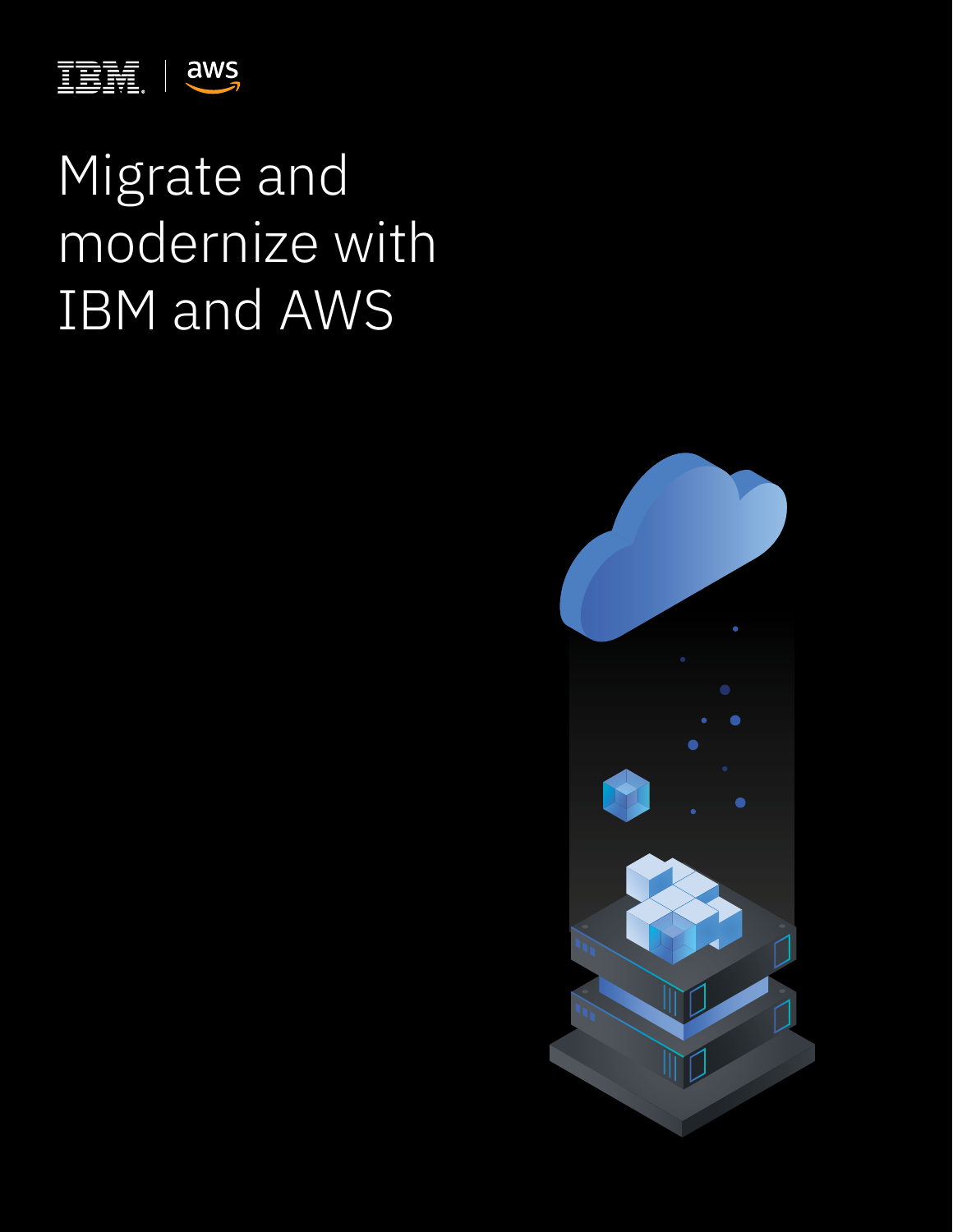# Migrate and modernize with IBM and AWS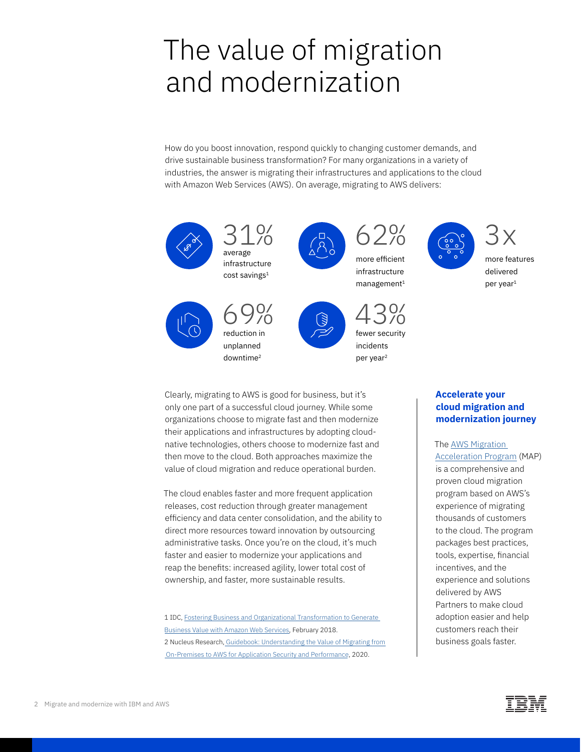# The value of migration and modernization

How do you boost innovation, respond quickly to changing customer demands, and drive sustainable business transformation? For many organizations in a variety of industries, the answer is migrating their infrastructures and applications to the cloud with Amazon Web Services (AWS). On average, migrating to AWS delivers:

**31%** average infrastructure cost savings[1]

**62%** more efficient infrastructure management[1]

**3x** more features delivered per year[1]

**69%** reduction in unplanned downtime[2]

**43%** fewer security incidents per year[2]

Clearly, migrating to AWS is good for business, but it's only one part of a successful cloud journey. While some organizations choose to migrate fast and then modernize their applications and infrastructures by adopting cloud-native technologies, others choose to modernize fast and then move to the cloud. Both approaches maximize the value of cloud migration and reduce operational burden.

The cloud enables faster and more frequent application releases, cost reduction through greater management efficiency and data center consolidation, and the ability to direct more resources toward innovation by outsourcing administrative tasks. Once you're on the cloud, it's much faster and easier to modernize your applications and reap the benefits: increased agility, lower total cost of ownership, and faster, more sustainable results.

1 IDC, Fostering Business and Organizational Transformation to Generate Business Value with Amazon Web Services, February 2018.
2 Nucleus Research, Guidebook: Understanding the Value of Migrating from On-Premises to AWS for Application Security and Performance, 2020.

### Accelerate your cloud migration and modernization journey

The AWS Migration Acceleration Program (MAP) is a comprehensive and proven cloud migration program based on AWS's experience of migrating thousands of customers to the cloud. The program packages best practices, tools, expertise, financial incentives, and the experience and solutions delivered by AWS Partners to make cloud adoption easier and help customers reach their business goals faster.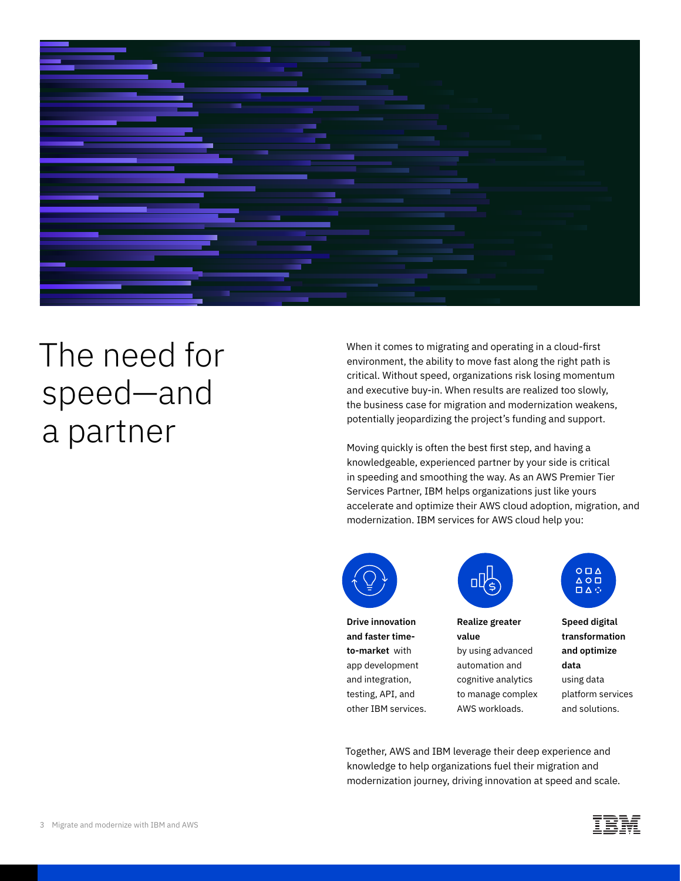# The need for speed—and a partner

When it comes to migrating and operating in a cloud-first environment, the ability to move fast along the right path is critical. Without speed, organizations risk losing momentum and executive buy-in. When results are realized too slowly, the business case for migration and modernization weakens, potentially jeopardizing the project's funding and support.

Moving quickly is often the best first step, and having a knowledgeable, experienced partner by your side is critical in speeding and smoothing the way. As an AWS Premier Tier Services Partner, IBM helps organizations just like yours accelerate and optimize their AWS cloud adoption, migration, and modernization. IBM services for AWS cloud help you:

**Drive innovation and faster time-to-market** with app development and integration, testing, API, and other IBM services.

**Realize greater value** by using advanced automation and cognitive analytics to manage complex AWS workloads.

**Speed digital transformation and optimize data** using data platform services and solutions.

Together, AWS and IBM leverage their deep experience and knowledge to help organizations fuel their migration and modernization journey, driving innovation at speed and scale.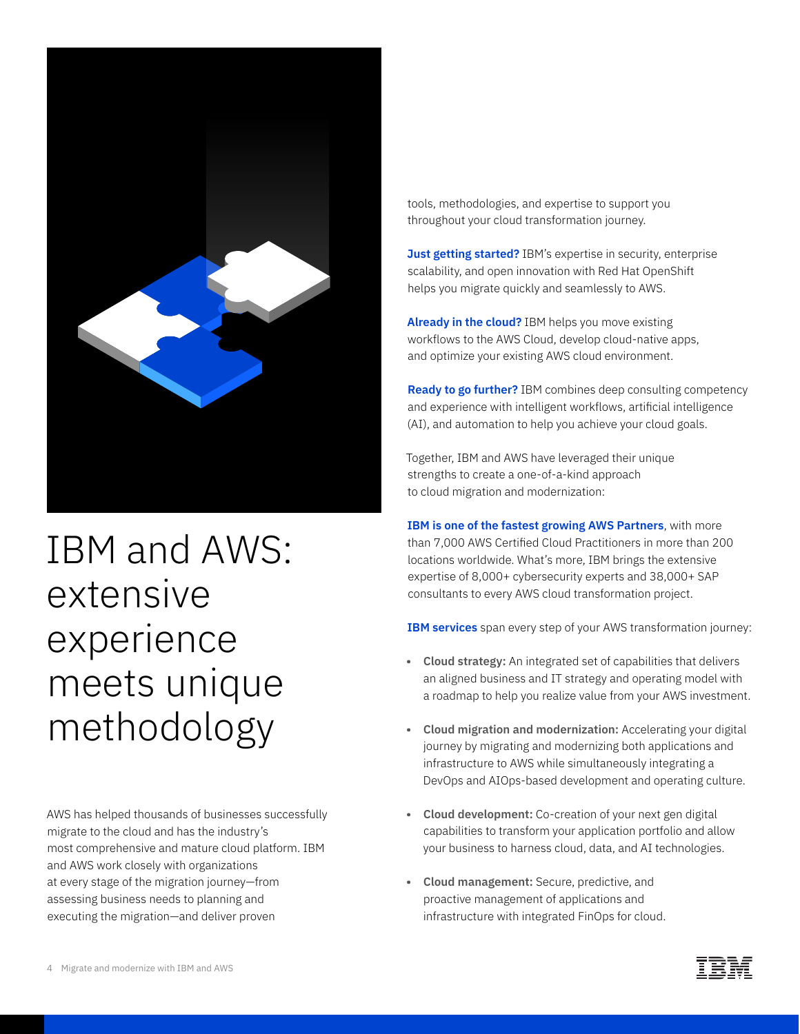# IBM and AWS: extensive experience meets unique methodology

AWS has helped thousands of businesses successfully migrate to the cloud and has the industry's most comprehensive and mature cloud platform. IBM and AWS work closely with organizations at every stage of the migration journey—from assessing business needs to planning and executing the migration—and deliver proven tools, methodologies, and expertise to support you throughout your cloud transformation journey.

**Just getting started?** IBM's expertise in security, enterprise scalability, and open innovation with Red Hat OpenShift helps you migrate quickly and seamlessly to AWS.

**Already in the cloud?** IBM helps you move existing workflows to the AWS Cloud, develop cloud-native apps, and optimize your existing AWS cloud environment.

**Ready to go further?** IBM combines deep consulting competency and experience with intelligent workflows, artificial intelligence (AI), and automation to help you achieve your cloud goals.

Together, IBM and AWS have leveraged their unique strengths to create a one-of-a-kind approach to cloud migration and modernization:

**IBM is one of the fastest growing AWS Partners**, with more than 7,000 AWS Certified Cloud Practitioners in more than 200 locations worldwide. What's more, IBM brings the extensive expertise of 8,000+ cybersecurity experts and 38,000+ SAP consultants to every AWS cloud transformation project.

**IBM services** span every step of your AWS transformation journey:

- **Cloud strategy:** An integrated set of capabilities that delivers an aligned business and IT strategy and operating model with a roadmap to help you realize value from your AWS investment.
- **Cloud migration and modernization:** Accelerating your digital journey by migrating and modernizing both applications and infrastructure to AWS while simultaneously integrating a DevOps and AIOps-based development and operating culture.
- **Cloud development:** Co-creation of your next gen digital capabilities to transform your application portfolio and allow your business to harness cloud, data, and AI technologies.
- **Cloud management:** Secure, predictive, and proactive management of applications and infrastructure with integrated FinOps for cloud.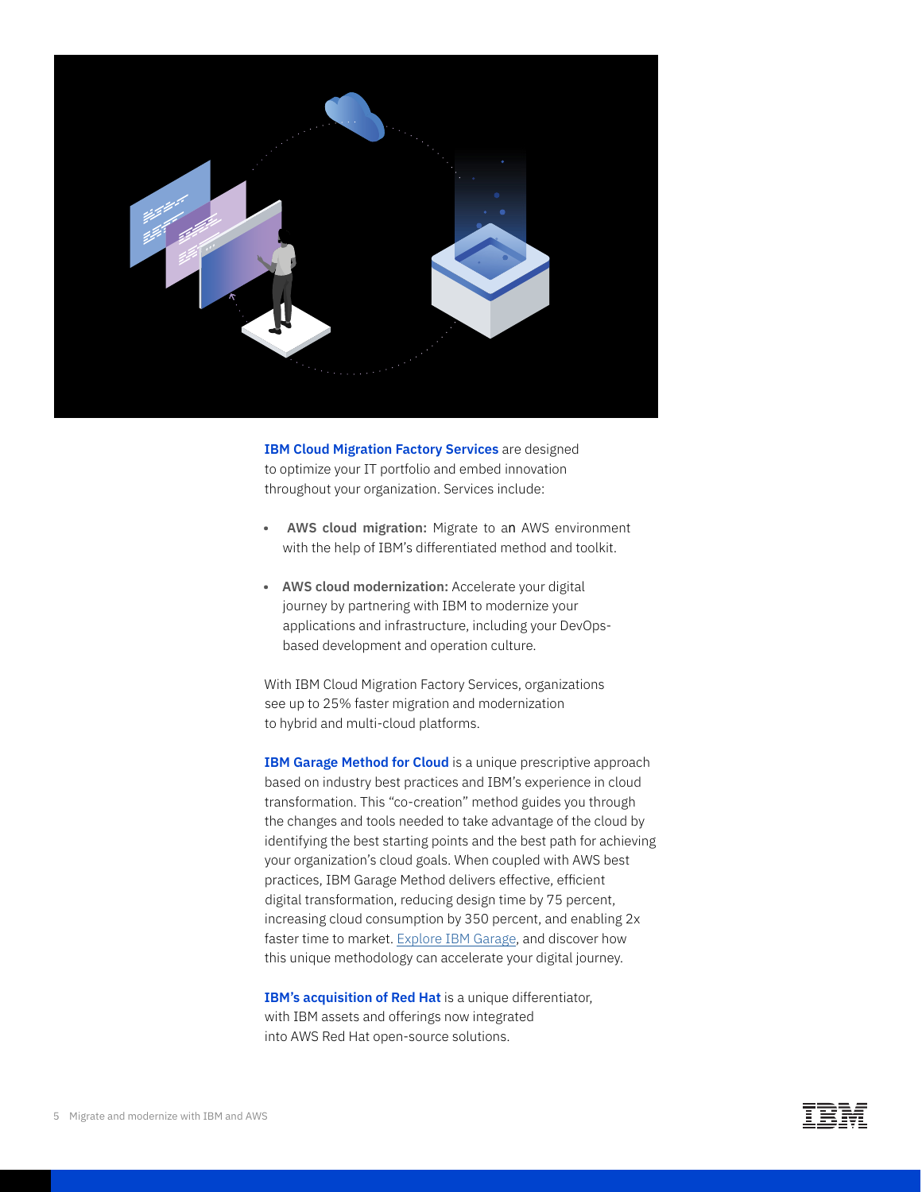**IBM Cloud Migration Factory Services** are designed to optimize your IT portfolio and embed innovation throughout your organization. Services include:

- **AWS cloud migration:** Migrate to an AWS environment with the help of IBM's differentiated method and toolkit.
- **AWS cloud modernization:** Accelerate your digital journey by partnering with IBM to modernize your applications and infrastructure, including your DevOps-based development and operation culture.

With IBM Cloud Migration Factory Services, organizations see up to 25% faster migration and modernization to hybrid and multi-cloud platforms.

**IBM Garage Method for Cloud** is a unique prescriptive approach based on industry best practices and IBM's experience in cloud transformation. This "co-creation" method guides you through the changes and tools needed to take advantage of the cloud by identifying the best starting points and the best path for achieving your organization's cloud goals. When coupled with AWS best practices, IBM Garage Method delivers effective, efficient digital transformation, reducing design time by 75 percent, increasing cloud consumption by 350 percent, and enabling 2x faster time to market. Explore IBM Garage, and discover how this unique methodology can accelerate your digital journey.

**IBM's acquisition of Red Hat** is a unique differentiator, with IBM assets and offerings now integrated into AWS Red Hat open-source solutions.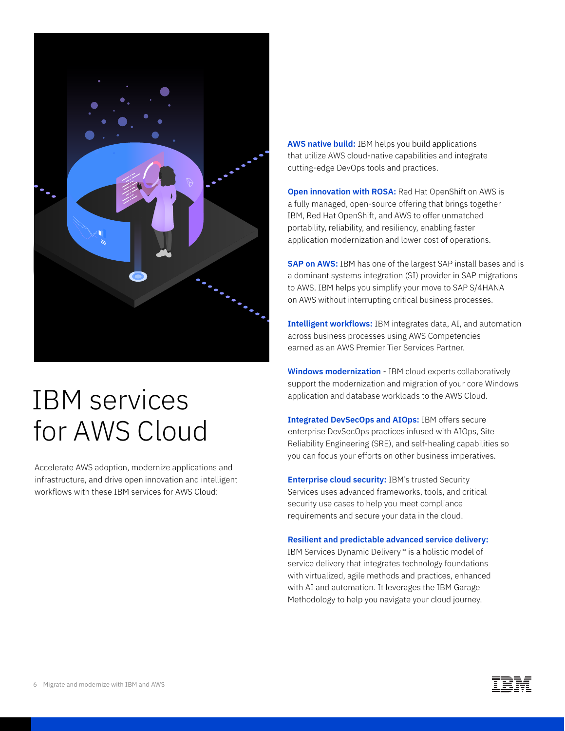# IBM services for AWS Cloud

Accelerate AWS adoption, modernize applications and infrastructure, and drive open innovation and intelligent workflows with these IBM services for AWS Cloud:

**AWS native build:** IBM helps you build applications that utilize AWS cloud-native capabilities and integrate cutting-edge DevOps tools and practices.

**Open innovation with ROSA:** Red Hat OpenShift on AWS is a fully managed, open-source offering that brings together IBM, Red Hat OpenShift, and AWS to offer unmatched portability, reliability, and resiliency, enabling faster application modernization and lower cost of operations.

**SAP on AWS:** IBM has one of the largest SAP install bases and is a dominant systems integration (SI) provider in SAP migrations to AWS. IBM helps you simplify your move to SAP S/4HANA on AWS without interrupting critical business processes.

**Intelligent workflows:** IBM integrates data, AI, and automation across business processes using AWS Competencies earned as an AWS Premier Tier Services Partner.

**Windows modernization** - IBM cloud experts collaboratively support the modernization and migration of your core Windows application and database workloads to the AWS Cloud.

**Integrated DevSecOps and AIOps:** IBM offers secure enterprise DevSecOps practices infused with AIOps, Site Reliability Engineering (SRE), and self-healing capabilities so you can focus your efforts on other business imperatives.

**Enterprise cloud security:** IBM's trusted Security Services uses advanced frameworks, tools, and critical security use cases to help you meet compliance requirements and secure your data in the cloud.

**Resilient and predictable advanced service delivery:** IBM Services Dynamic Delivery™ is a holistic model of service delivery that integrates technology foundations with virtualized, agile methods and practices, enhanced with AI and automation. It leverages the IBM Garage Methodology to help you navigate your cloud journey.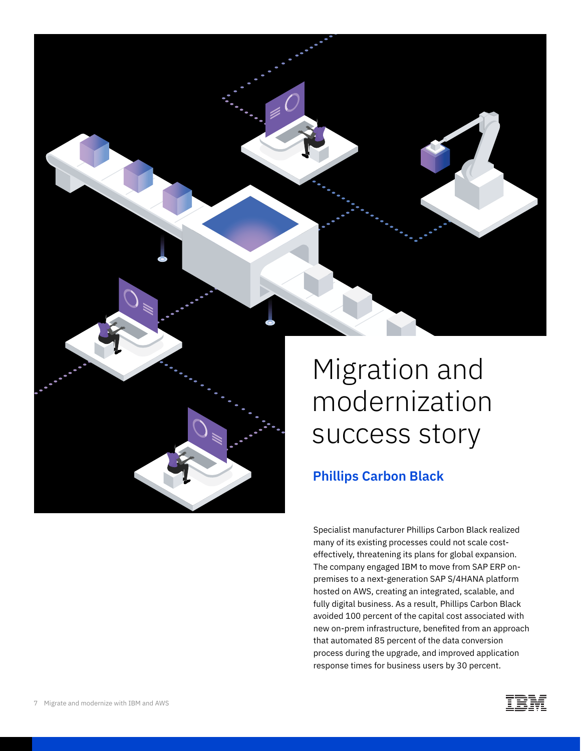# Migration and modernization success story

## Phillips Carbon Black

Specialist manufacturer Phillips Carbon Black realized many of its existing processes could not scale cost-effectively, threatening its plans for global expansion. The company engaged IBM to move from SAP ERP on-premises to a next-generation SAP S/4HANA platform hosted on AWS, creating an integrated, scalable, and fully digital business. As a result, Phillips Carbon Black avoided 100 percent of the capital cost associated with new on-prem infrastructure, benefited from an approach that automated 85 percent of the data conversion process during the upgrade, and improved application response times for business users by 30 percent.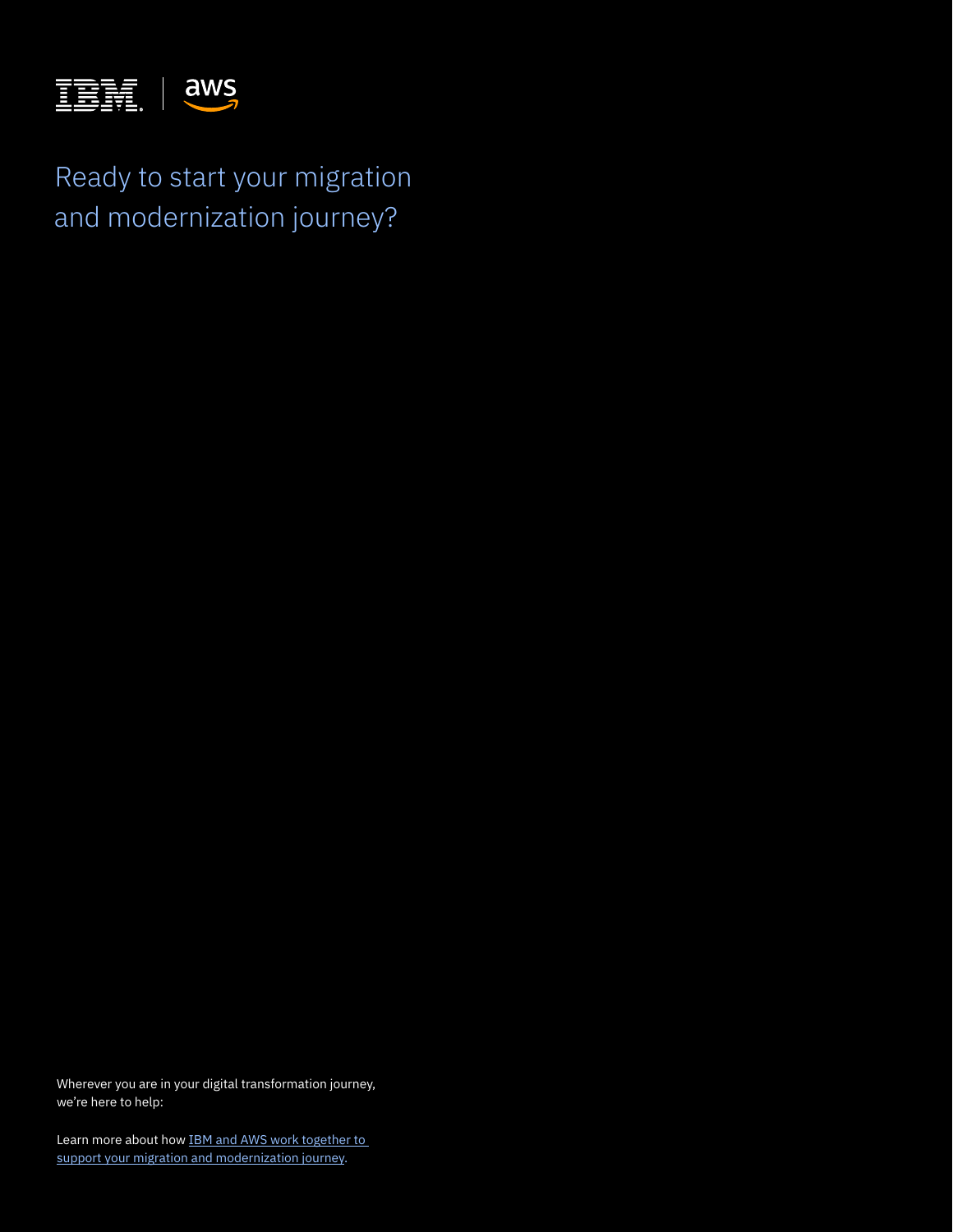# Ready to start your migration and modernization journey?

Wherever you are in your digital transformation journey, we're here to help:

Learn more about how IBM and AWS work together to support your migration and modernization journey.